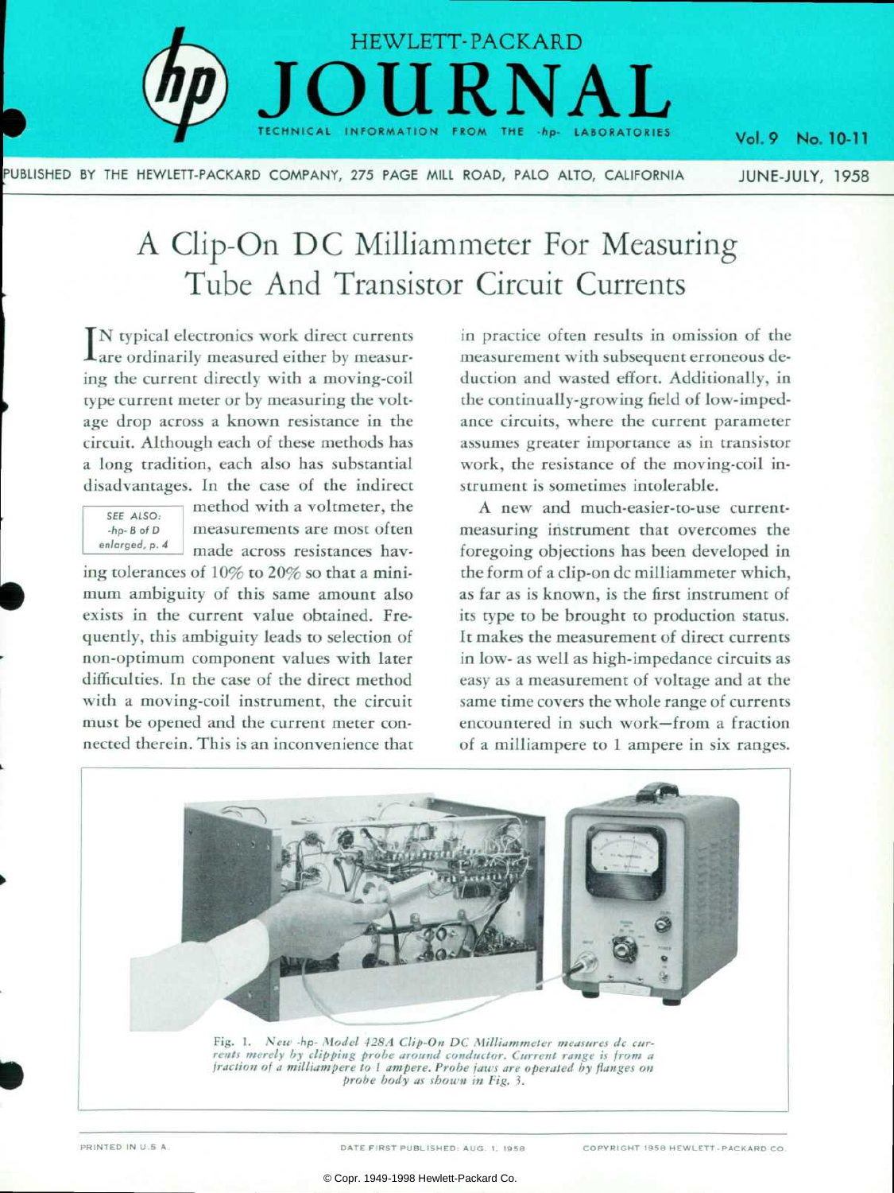# A Clip-On DC Milliammeter For Measuring Tube And Transistor Circuit Currents

IN typical electronics work direct currents are ordinarily measured either by measuring the current directly with a moving-coil type current meter or by measuring the voltage drop across a known resistance in the circuit. Although each of these methods has a long tradition, each also has substantial disadvantages. In the case of the indirect method with a voltmeter, the measurements are most often made across resistances having tolerances of 10% to 20% so that a minimum ambiguity of this same amount also exists in the current value obtained. Frequently, this ambiguity leads to selection of non-optimum component values with later difficulties. In the case of the direct method with a moving-coil instrument, the circuit must be opened and the current meter connected therein. This is an inconvenience that in practice often results in omission of the measurement with subsequent erroneous deduction and wasted effort. Additionally, in the continually-growing field of low-impedance circuits, where the current parameter assumes greater importance as in transistor work, the resistance of the moving-coil instrument is sometimes intolerable.

*SEE ALSO: -hp- B of D enlarged, p. 4*

A new and much-easier-to-use current-measuring instrument that overcomes the foregoing objections has been developed in the form of a clip-on dc milliammeter which, as far as is known, is the first instrument of its type to be brought to production status. It makes the measurement of direct currents in low- as well as high-impedance circuits as easy as a measurement of voltage and at the same time covers the whole range of currents encountered in such work—from a fraction of a milliampere to 1 ampere in six ranges.

*Fig. 1. New -hp- Model 428A Clip-On DC Milliammeter measures dc currents merely by clipping probe around conductor. Current range is from a fraction of a milliampere to 1 ampere. Probe jaws are operated by flanges on probe body as shown in Fig. 3.*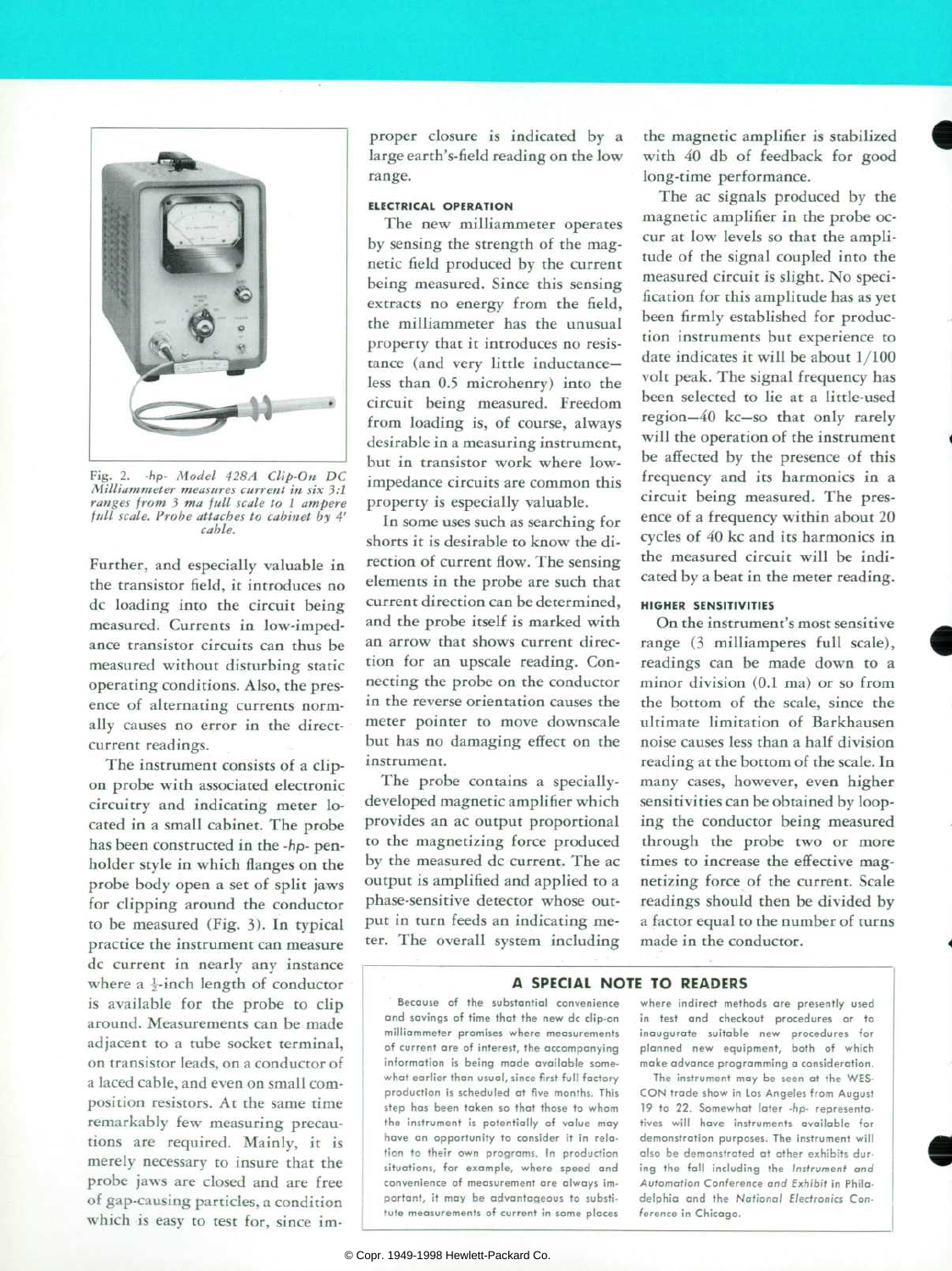Fig. 2. *-hp- Model 428A Clip-On DC Milliammeter measures current in six 3:1 ranges from 3 ma full scale to 1 ampere full scale. Probe attaches to cabinet by 4' cable.*

Further, and especially valuable in the transistor field, it introduces no dc loading into the circuit being measured. Currents in low-impedance transistor circuits can thus be measured without disturbing static operating conditions. Also, the presence of alternating currents normally causes no error in the direct-current readings.

The instrument consists of a clip-on probe with associated electronic circuitry and indicating meter located in a small cabinet. The probe has been constructed in the -hp- penholder style in which flanges on the probe body open a set of split jaws for clipping around the conductor to be measured (Fig. 3). In typical practice the instrument can measure dc current in nearly any instance where a ½-inch length of conductor is available for the probe to clip around. Measurements can be made adjacent to a tube socket terminal, on transistor leads, on a conductor of a laced cable, and even on small composition resistors. At the same time remarkably few measuring precautions are required. Mainly, it is merely necessary to insure that the probe jaws are closed and are free of gap-causing particles, a condition which is easy to test for, since improper closure is indicated by a large earth's-field reading on the low range.

### ELECTRICAL OPERATION

The new milliammeter operates by sensing the strength of the magnetic field produced by the current being measured. Since this sensing extracts no energy from the field, the milliammeter has the unusual property that it introduces no resistance (and very little inductance—less than 0.5 microhenry) into the circuit being measured. Freedom from loading is, of course, always desirable in a measuring instrument, but in transistor work where low-impedance circuits are common this property is especially valuable.

In some uses such as searching for shorts it is desirable to know the direction of current flow. The sensing elements in the probe are such that current direction can be determined, and the probe itself is marked with an arrow that shows current direction for an upscale reading. Connecting the probe on the conductor in the reverse orientation causes the meter pointer to move downscale but has no damaging effect on the instrument.

The probe contains a specially-developed magnetic amplifier which provides an ac output proportional to the magnetizing force produced by the measured dc current. The ac output is amplified and applied to a phase-sensitive detector whose output in turn feeds an indicating meter. The overall system including the magnetic amplifier is stabilized with 40 db of feedback for good long-time performance.

The ac signals produced by the magnetic amplifier in the probe occur at low levels so that the amplitude of the signal coupled into the measured circuit is slight. No specification for this amplitude has as yet been firmly established for production instruments but experience to date indicates it will be about 1/100 volt peak. The signal frequency has been selected to lie at a little-used region—40 kc—so that only rarely will the operation of the instrument be affected by the presence of this frequency and its harmonics in a circuit being measured. The presence of a frequency within about 20 cycles of 40 kc and its harmonics in the measured circuit will be indicated by a beat in the meter reading.

### HIGHER SENSITIVITIES

On the instrument's most sensitive range (3 milliamperes full scale), readings can be made down to a minor division (0.1 ma) or so from the bottom of the scale, since the ultimate limitation of Barkhausen noise causes less than a half division reading at the bottom of the scale. In many cases, however, even higher sensitivities can be obtained by looping the conductor being measured through the probe two or more times to increase the effective magnetizing force of the current. Scale readings should then be divided by a factor equal to the number of turns made in the conductor.

### A SPECIAL NOTE TO READERS

Because of the substantial convenience and savings of time that the new dc clip-on milliammeter promises where measurements of current are of interest, the accompanying information is being made available somewhat earlier than usual, since first full factory production is scheduled at five months. This step has been taken so that those to whom the instrument is potentially of value may have an opportunity to consider it in relation to their own programs. In production situations, for example, where speed and convenience of measurement are always important, it may be advantageous to substitute measurements of current in some places where indirect methods are presently used in test and checkout procedures or to inaugurate suitable new procedures for planned new equipment, both of which make advance programming a consideration.

The instrument may be seen at the WESCON trade show in Los Angeles from August 19 to 22. Somewhat later -hp- representatives will have instruments available for demonstration purposes. The instrument will also be demonstrated at other exhibits during the fall including the *Instrument and Automation Conference and Exhibit* in Philadelphia and the *National Electronics Conference* in Chicago.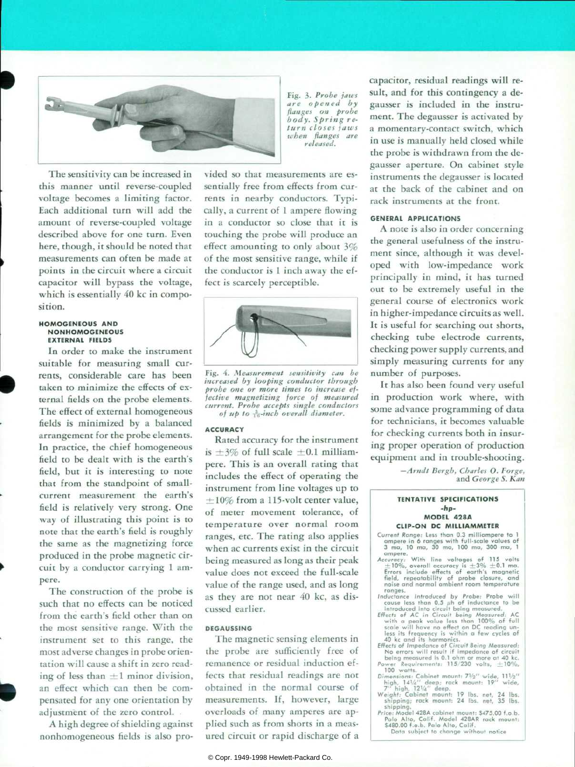Fig. 3. *Probe jaws are opened by flanges on probe body. Spring return closes jaws when flanges are released.*

The sensitivity can be increased in this manner until reverse-coupled voltage becomes a limiting factor. Each additional turn will add the amount of reverse-coupled voltage described above for one turn. Even here, though, it should be noted that measurements can often be made at points in the circuit where a circuit capacitor will bypass the voltage, which is essentially 40 kc in composition.

#### HOMOGENEOUS AND NONHOMOGENEOUS EXTERNAL FIELDS

In order to make the instrument suitable for measuring small currents, considerable care has been taken to minimize the effects of external fields on the probe elements. The effect of external homogeneous fields is minimized by a balanced arrangement for the probe elements. In practice, the chief homogeneous field to be dealt with is the earth's field, but it is interesting to note that from the standpoint of small-current measurement the earth's field is relatively very strong. One way of illustrating this point is to note that the earth's field is roughly the same as the magnetizing force produced in the probe magnetic circuit by a conductor carrying 1 ampere.

The construction of the probe is such that no effects can be noticed from the earth's field other than on the most sensitive range. With the instrument set to this range, the most adverse changes in probe orientation will cause a shift in zero reading of less than ±1 minor division, an effect which can then be compensated for any one orientation by adjustment of the zero control.

A high degree of shielding against nonhomogeneous fields is also provided so that measurements are essentially free from effects from currents in nearby conductors. Typically, a current of 1 ampere flowing in a conductor so close that it is touching the probe will produce an effect amounting to only about 3% of the most sensitive range, while if the conductor is 1 inch away the effect is scarcely perceptible.

Fig. 4. *Measurement sensitivity can be increased by looping conductor through probe one or more times to increase effective magnetizing force of measured current. Probe accepts single conductors of up to $\frac{3}{16}$-inch overall diameter.*

#### ACCURACY

Rated accuracy for the instrument is ±3% of full scale ±0.1 milliampere. This is an overall rating that includes the effect of operating the instrument from line voltages up to ±10% from a 115-volt center value, of meter movement tolerance, of temperature over normal room ranges, etc. The rating also applies when ac currents exist in the circuit being measured as long as their peak value does not exceed the full-scale value of the range used, and as long as they are not near 40 kc, as discussed earlier.

#### DEGAUSSING

The magnetic sensing elements in the probe are sufficiently free of remanence or residual induction effects that residual readings are not obtained in the normal course of measurements. If, however, large overloads of many amperes are applied such as from shorts in a measured circuit or rapid discharge of a capacitor, residual readings will result, and for this contingency a degausser is included in the instrument. The degausser is activated by a momentary-contact switch, which in use is manually held closed while the probe is withdrawn from the degausser aperture. On cabinet style instruments the degausser is located at the back of the cabinet and on rack instruments at the front.

#### GENERAL APPLICATIONS

A note is also in order concerning the general usefulness of the instrument since, although it was developed with low-impedance work principally in mind, it has turned out to be extremely useful in the general course of electronics work in higher-impedance circuits as well. It is useful for searching out shorts, checking tube electrode currents, checking power supply currents, and simply measuring currents for any number of purposes.

It has also been found very useful in production work where, with some advance programming of data for technicians, it becomes valuable for checking currents both in insuring proper operation of production equipment and in trouble-shooting.

—*Arndt Bergh, Charles O. Forge,* and *George S. Kan*

#### TENTATIVE SPECIFICATIONS
#### -hp-
#### MODEL 428A
#### CLIP-ON DC MILLIAMMETER

*Current Range:* Less than 0.3 milliampere to 1 ampere in 6 ranges with full-scale values of 3 ma, 10 ma, 30 ma, 100 ma, 300 ma, 1 ampere.

*Accuracy:* With line voltages of 115 volts ±10%, overall accuracy is ±3% ±0.1 ma. Errors include effects of earth's magnetic field, repeatability of probe closure, and noise and normal ambient room temperature ranges.

*Inductance Introduced by Probe:* Probe will cause less than 0.5 μh of inductance to be introduced into circuit being measured.

*Effects of AC in Circuit being Measured:* AC with a peak value less than 100% of full scale will have no effect on DC reading unless its frequency is within a few cycles of 40 kc and its harmonics.

*Effects of Impedance of Circuit Being Measured:* No errors will result if impedance of circuit being measured is 0.1 ohm or more at 40 kc.

*Power Requirements:* 115/230 volts, ±10%, 100 watts.

*Dimensions:* Cabinet mount: 7½" wide, 11½" high, 14¼" deep; rack mount: 19" wide, 7" high, 12¼" deep.

*Weight:* Cabinet mount: 19 lbs. net, 24 lbs. shipping; rack mount: 24 lbs. net, 35 lbs. shipping.

*Price:* Model 428A cabinet mount: $475.00 f.o.b. Palo Alto, Calif. Model 428AR rack mount: $480.00 f.o.b. Palo Alto, Calif.

Data subject to change without notice

© Copr. 1949-1998 Hewlett-Packard Co.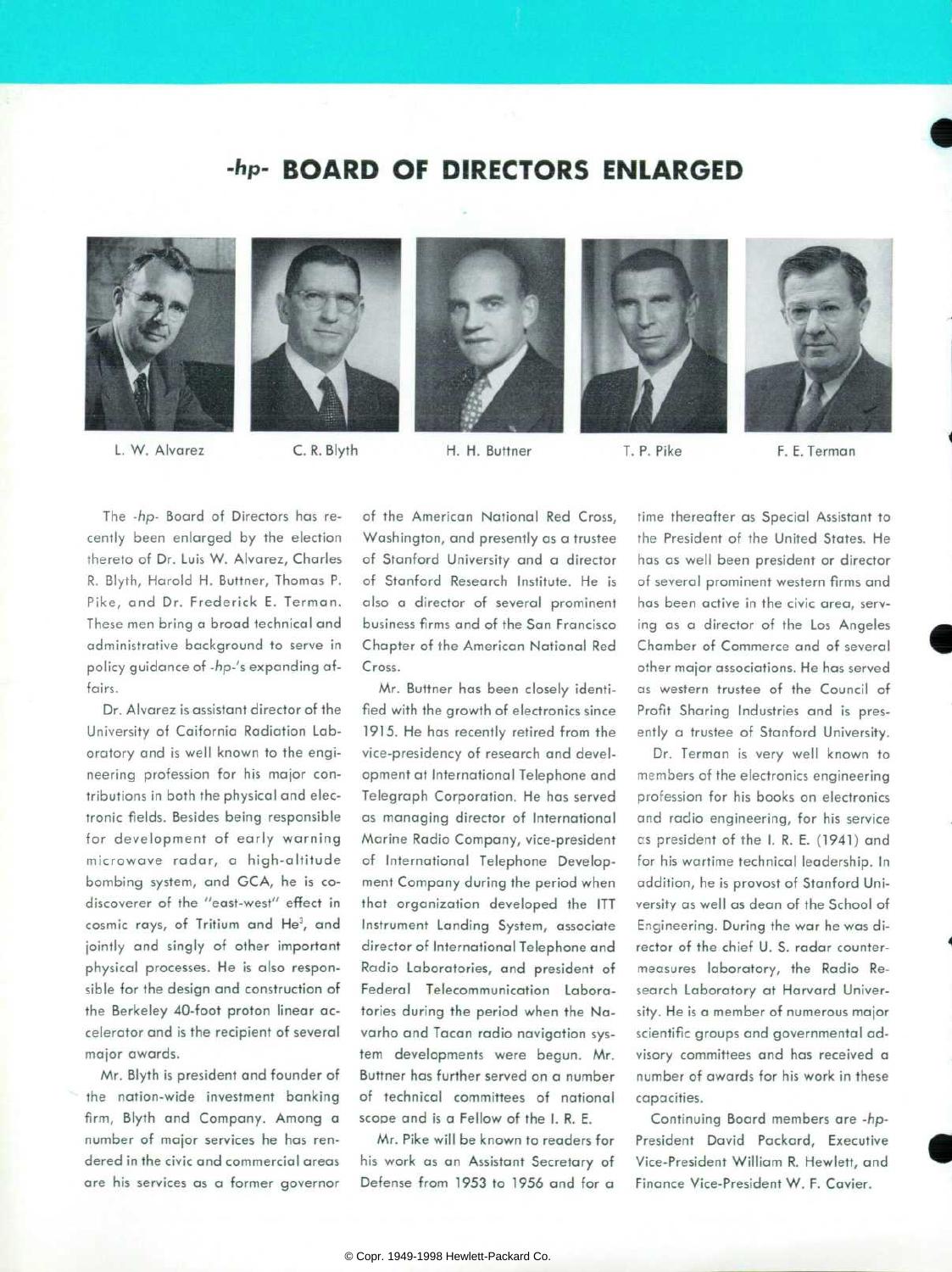# -hp- BOARD OF DIRECTORS ENLARGED

L. W. Alvarez

C. R. Blyth

H. H. Buttner

T. P. Pike

F. E. Terman

The -hp- Board of Directors has recently been enlarged by the election thereto of Dr. Luis W. Alvarez, Charles R. Blyth, Harold H. Buttner, Thomas P. Pike, and Dr. Frederick E. Terman. These men bring a broad technical and administrative background to serve in policy guidance of -hp-'s expanding affairs.

Dr. Alvarez is assistant director of the University of Caifornia Radiation Laboratory and is well known to the engineering profession for his major contributions in both the physical and electronic fields. Besides being responsible for development of early warning microwave radar, a high-altitude bombing system, and GCA, he is co-discoverer of the "east-west" effect in cosmic rays, of Tritium and $He^3$, and jointly and singly of other important physical processes. He is also responsible for the design and construction of the Berkeley 40-foot proton linear accelerator and is the recipient of several major awards.

Mr. Blyth is president and founder of the nation-wide investment banking firm, Blyth and Company. Among a number of major services he has rendered in the civic and commercial areas are his services as a former governor of the American National Red Cross, Washington, and presently as a trustee of Stanford University and a director of Stanford Research Institute. He is also a director of several prominent business firms and of the San Francisco Chapter of the American National Red Cross.

Mr. Buttner has been closely identified with the growth of electronics since 1915. He has recently retired from the vice-presidency of research and development at International Telephone and Telegraph Corporation. He has served as managing director of International Marine Radio Company, vice-president of International Telephone Development Company during the period when that organization developed the ITT Instrument Landing System, associate director of International Telephone and Radio Laboratories, and president of Federal Telecommunication Laboratories during the period when the Navarho and Tacan radio navigation system developments were begun. Mr. Buttner has further served on a number of technical committees of national scope and is a Fellow of the I. R. E.

Mr. Pike will be known to readers for his work as an Assistant Secretary of Defense from 1953 to 1956 and for a time thereafter as Special Assistant to the President of the United States. He has as well been president or director of several prominent western firms and has been active in the civic area, serving as a director of the Los Angeles Chamber of Commerce and of several other major associations. He has served as western trustee of the Council of Profit Sharing Industries and is presently a trustee of Stanford University.

Dr. Terman is very well known to members of the electronics engineering profession for his books on electronics and radio engineering, for his service as president of the I. R. E. (1941) and for his wartime technical leadership. In addition, he is provost of Stanford University as well as dean of the School of Engineering. During the war he was director of the chief U. S. radar countermeasures laboratory, the Radio Research Laboratory at Harvard University. He is a member of numerous major scientific groups and governmental advisory committees and has received a number of awards for his work in these capacities.

Continuing Board members are -hp- President David Packard, Executive Vice-President William R. Hewlett, and Finance Vice-President W. F. Cavier.